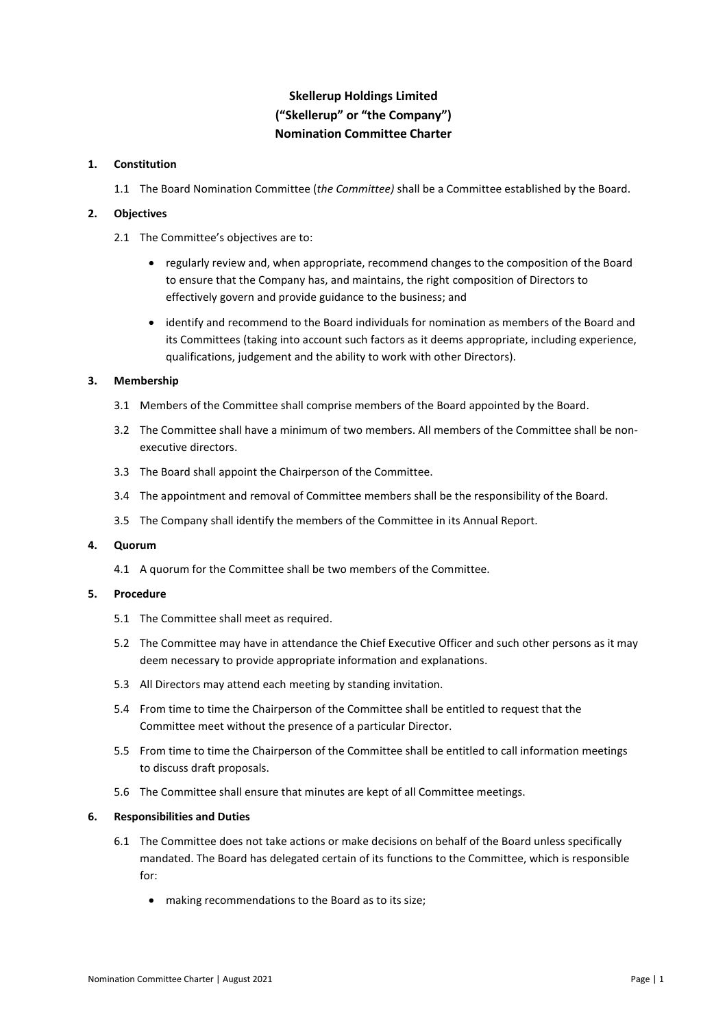# Skellerup Holdings Limited
# ("Skellerup" or "the Company")
# Nomination Committee Charter

## 1. Constitution

1.1 The Board Nomination Committee (*the Committee)* shall be a Committee established by the Board.

## 2. Objectives

2.1 The Committee's objectives are to:

- regularly review and, when appropriate, recommend changes to the composition of the Board to ensure that the Company has, and maintains, the right composition of Directors to effectively govern and provide guidance to the business; and
- identify and recommend to the Board individuals for nomination as members of the Board and its Committees (taking into account such factors as it deems appropriate, including experience, qualifications, judgement and the ability to work with other Directors).

## 3. Membership

3.1 Members of the Committee shall comprise members of the Board appointed by the Board.

3.2 The Committee shall have a minimum of two members. All members of the Committee shall be non-executive directors.

3.3 The Board shall appoint the Chairperson of the Committee.

3.4 The appointment and removal of Committee members shall be the responsibility of the Board.

3.5 The Company shall identify the members of the Committee in its Annual Report.

## 4. Quorum

4.1 A quorum for the Committee shall be two members of the Committee.

## 5. Procedure

5.1 The Committee shall meet as required.

5.2 The Committee may have in attendance the Chief Executive Officer and such other persons as it may deem necessary to provide appropriate information and explanations.

5.3 All Directors may attend each meeting by standing invitation.

5.4 From time to time the Chairperson of the Committee shall be entitled to request that the Committee meet without the presence of a particular Director.

5.5 From time to time the Chairperson of the Committee shall be entitled to call information meetings to discuss draft proposals.

5.6 The Committee shall ensure that minutes are kept of all Committee meetings.

## 6. Responsibilities and Duties

6.1 The Committee does not take actions or make decisions on behalf of the Board unless specifically mandated. The Board has delegated certain of its functions to the Committee, which is responsible for:

- making recommendations to the Board as to its size;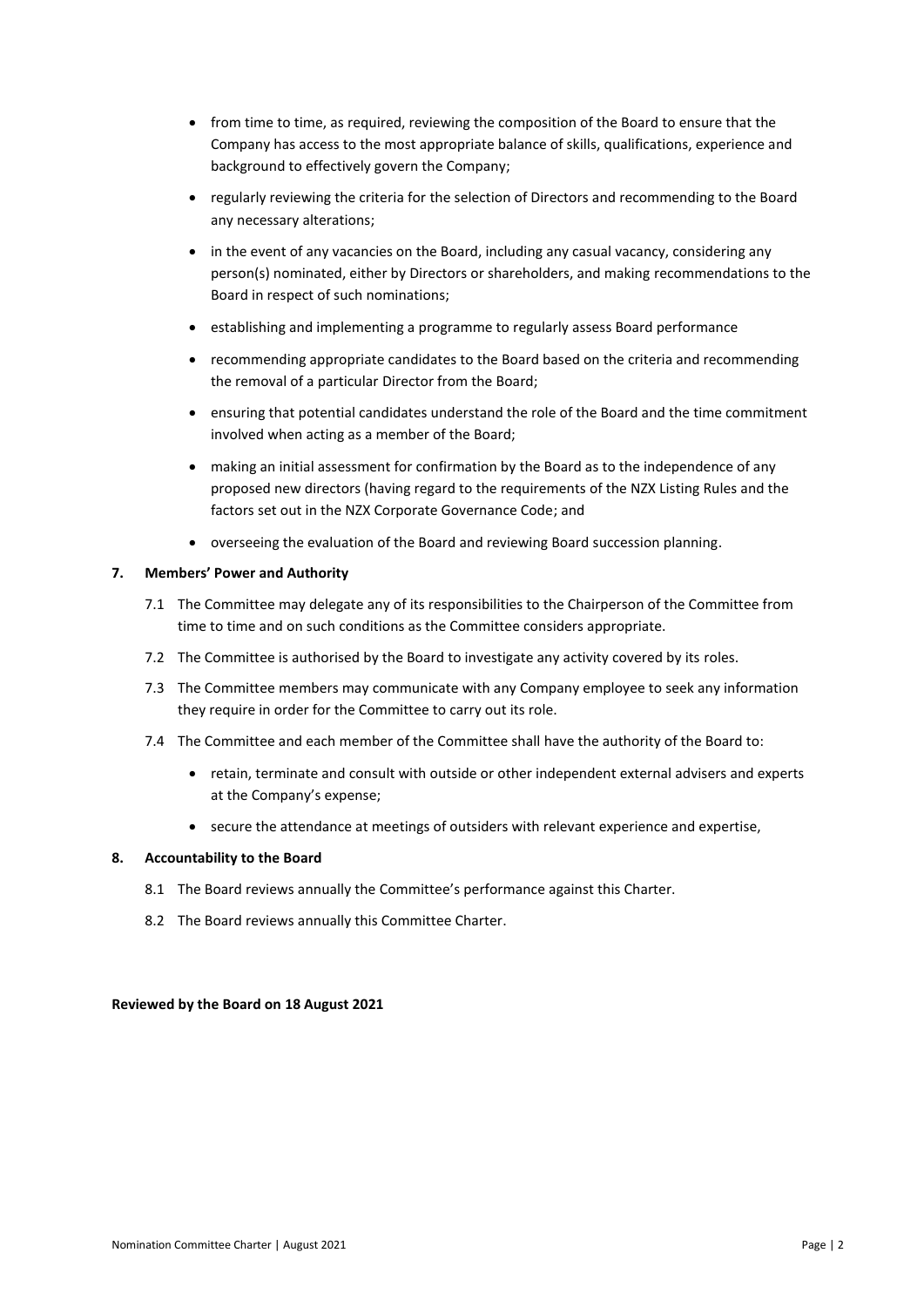- from time to time, as required, reviewing the composition of the Board to ensure that the Company has access to the most appropriate balance of skills, qualifications, experience and background to effectively govern the Company;
- regularly reviewing the criteria for the selection of Directors and recommending to the Board any necessary alterations;
- in the event of any vacancies on the Board, including any casual vacancy, considering any person(s) nominated, either by Directors or shareholders, and making recommendations to the Board in respect of such nominations;
- establishing and implementing a programme to regularly assess Board performance
- recommending appropriate candidates to the Board based on the criteria and recommending the removal of a particular Director from the Board;
- ensuring that potential candidates understand the role of the Board and the time commitment involved when acting as a member of the Board;
- making an initial assessment for confirmation by the Board as to the independence of any proposed new directors (having regard to the requirements of the NZX Listing Rules and the factors set out in the NZX Corporate Governance Code; and
- overseeing the evaluation of the Board and reviewing Board succession planning.

**7. Members' Power and Authority**

7.1 The Committee may delegate any of its responsibilities to the Chairperson of the Committee from time to time and on such conditions as the Committee considers appropriate.

7.2 The Committee is authorised by the Board to investigate any activity covered by its roles.

7.3 The Committee members may communicate with any Company employee to seek any information they require in order for the Committee to carry out its role.

7.4 The Committee and each member of the Committee shall have the authority of the Board to:

- retain, terminate and consult with outside or other independent external advisers and experts at the Company's expense;
- secure the attendance at meetings of outsiders with relevant experience and expertise,

**8. Accountability to the Board**

8.1 The Board reviews annually the Committee's performance against this Charter.

8.2 The Board reviews annually this Committee Charter.

**Reviewed by the Board on 18 August 2021**